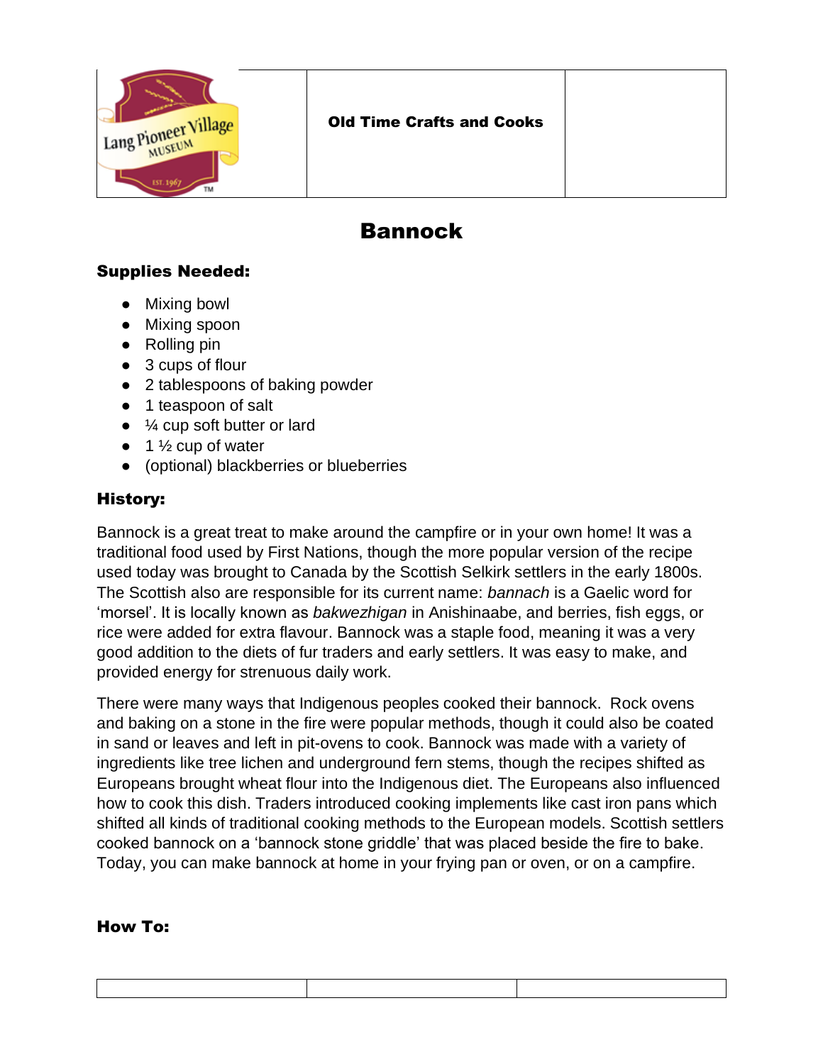| Lang Pioneer Village MUSEUM | **Old Time Crafts and Cooks** | |
|---|---|---|

# Bannock

### Supplies Needed:

- Mixing bowl
- Mixing spoon
- Rolling pin
- 3 cups of flour
- 2 tablespoons of baking powder
- 1 teaspoon of salt
- ¼ cup soft butter or lard
- 1 ½ cup of water
- (optional) blackberries or blueberries

### History:

Bannock is a great treat to make around the campfire or in your own home! It was a traditional food used by First Nations, though the more popular version of the recipe used today was brought to Canada by the Scottish Selkirk settlers in the early 1800s. The Scottish also are responsible for its current name: *bannach* is a Gaelic word for 'morsel'. It is locally known as *bakwezhigan* in Anishinaabe, and berries, fish eggs, or rice were added for extra flavour. Bannock was a staple food, meaning it was a very good addition to the diets of fur traders and early settlers. It was easy to make, and provided energy for strenuous daily work.

There were many ways that Indigenous peoples cooked their bannock. Rock ovens and baking on a stone in the fire were popular methods, though it could also be coated in sand or leaves and left in pit-ovens to cook. Bannock was made with a variety of ingredients like tree lichen and underground fern stems, though the recipes shifted as Europeans brought wheat flour into the Indigenous diet. The Europeans also influenced how to cook this dish. Traders introduced cooking implements like cast iron pans which shifted all kinds of traditional cooking methods to the European models. Scottish settlers cooked bannock on a 'bannock stone griddle' that was placed beside the fire to bake. Today, you can make bannock at home in your frying pan or oven, or on a campfire.

### How To: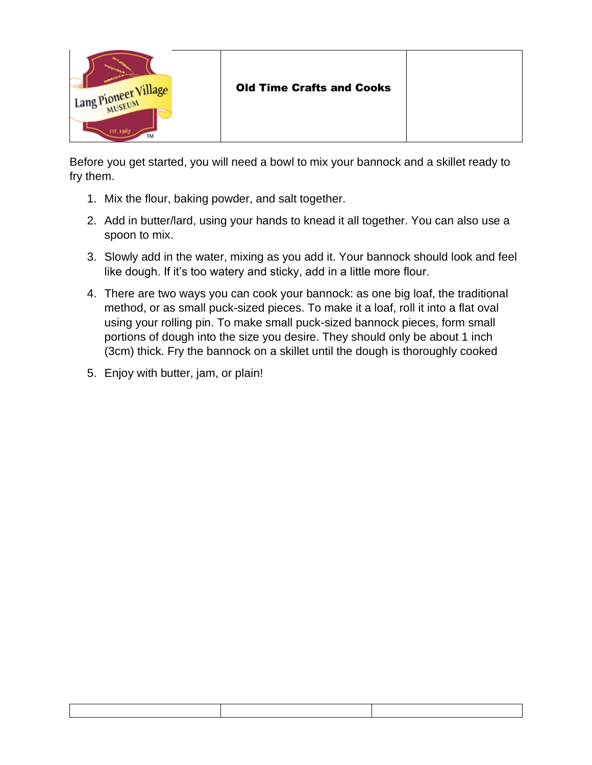| | | |
|---|---|---|
| Lang Pioneer Village MUSEUM EST. 1967 | **Old Time Crafts and Cooks** | |

Before you get started, you will need a bowl to mix your bannock and a skillet ready to fry them.

1. Mix the flour, baking powder, and salt together.
2. Add in butter/lard, using your hands to knead it all together. You can also use a spoon to mix.
3. Slowly add in the water, mixing as you add it. Your bannock should look and feel like dough. If it's too watery and sticky, add in a little more flour.
4. There are two ways you can cook your bannock: as one big loaf, the traditional method, or as small puck-sized pieces. To make it a loaf, roll it into a flat oval using your rolling pin. To make small puck-sized bannock pieces, form small portions of dough into the size you desire. They should only be about 1 inch (3cm) thick. Fry the bannock on a skillet until the dough is thoroughly cooked
5. Enjoy with butter, jam, or plain!